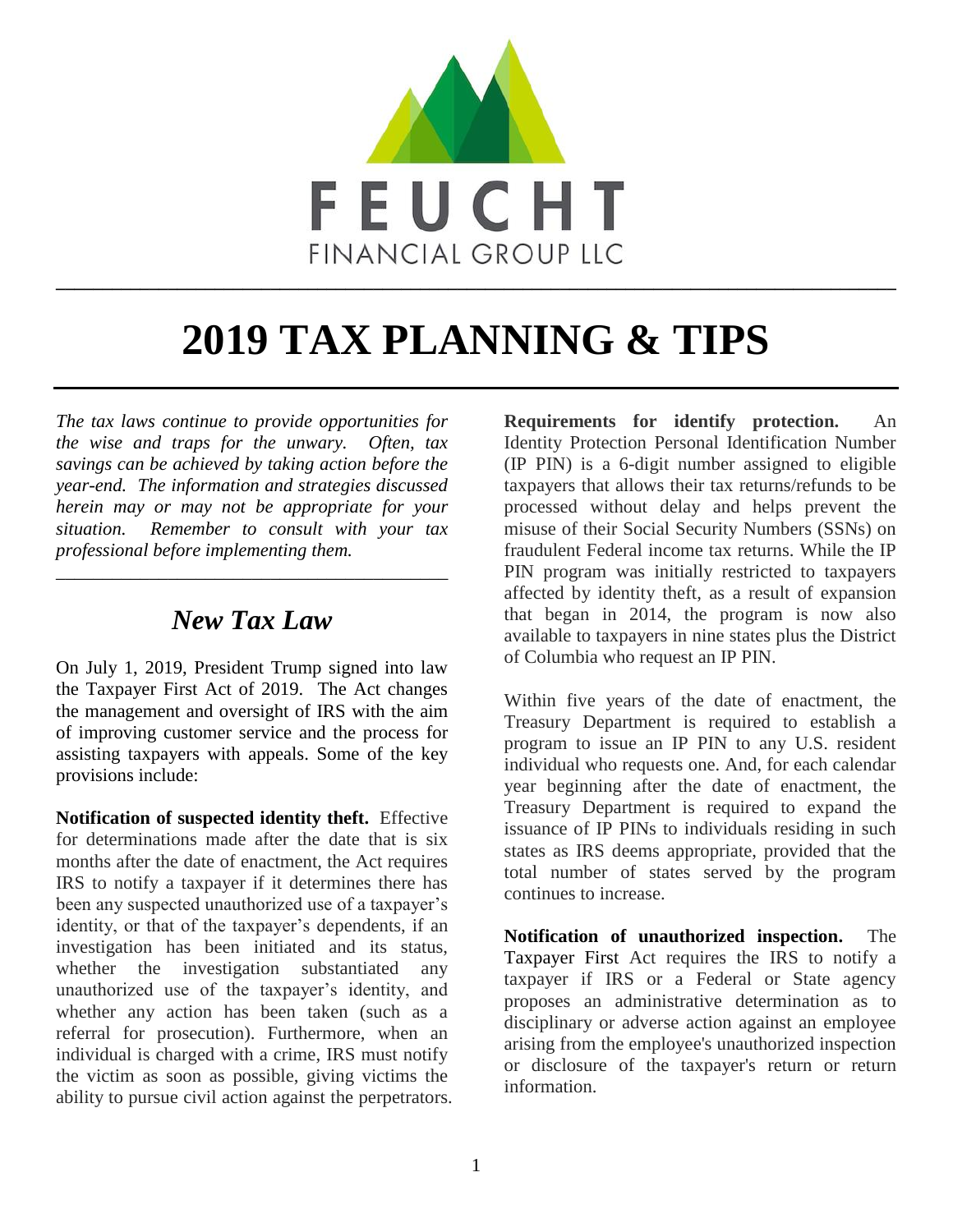FEUCHT

FINANCIAL GROUP LLC

# 2019 TAX PLANNING & TIPS

*The tax laws continue to provide opportunities for the wise and traps for the unwary. Often, tax savings can be achieved by taking action before the year-end. The information and strategies discussed herein may or may not be appropriate for your situation. Remember to consult with your tax professional before implementing them.*

## *New Tax Law*

On July 1, 2019, President Trump signed into law the Taxpayer First Act of 2019. The Act changes the management and oversight of IRS with the aim of improving customer service and the process for assisting taxpayers with appeals. Some of the key provisions include:

**Notification of suspected identity theft.** Effective for determinations made after the date that is six months after the date of enactment, the Act requires IRS to notify a taxpayer if it determines there has been any suspected unauthorized use of a taxpayer's identity, or that of the taxpayer's dependents, if an investigation has been initiated and its status, whether the investigation substantiated any unauthorized use of the taxpayer's identity, and whether any action has been taken (such as a referral for prosecution). Furthermore, when an individual is charged with a crime, IRS must notify the victim as soon as possible, giving victims the ability to pursue civil action against the perpetrators.

**Requirements for identify protection.** An Identity Protection Personal Identification Number (IP PIN) is a 6-digit number assigned to eligible taxpayers that allows their tax returns/refunds to be processed without delay and helps prevent the misuse of their Social Security Numbers (SSNs) on fraudulent Federal income tax returns. While the IP PIN program was initially restricted to taxpayers affected by identity theft, as a result of expansion that began in 2014, the program is now also available to taxpayers in nine states plus the District of Columbia who request an IP PIN.

Within five years of the date of enactment, the Treasury Department is required to establish a program to issue an IP PIN to any U.S. resident individual who requests one. And, for each calendar year beginning after the date of enactment, the Treasury Department is required to expand the issuance of IP PINs to individuals residing in such states as IRS deems appropriate, provided that the total number of states served by the program continues to increase.

**Notification of unauthorized inspection.** The Taxpayer First Act requires the IRS to notify a taxpayer if IRS or a Federal or State agency proposes an administrative determination as to disciplinary or adverse action against an employee arising from the employee's unauthorized inspection or disclosure of the taxpayer's return or return information.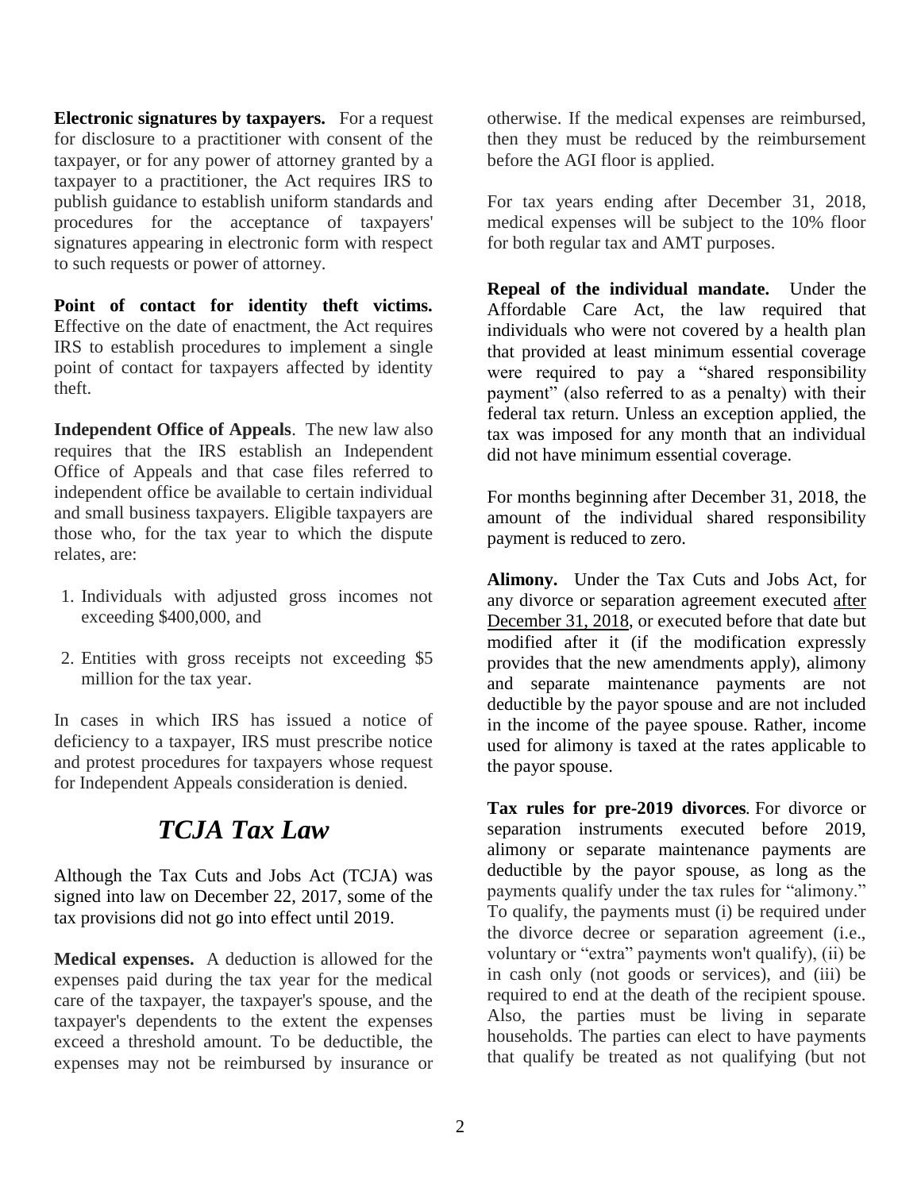**Electronic signatures by taxpayers.** For a request for disclosure to a practitioner with consent of the taxpayer, or for any power of attorney granted by a taxpayer to a practitioner, the Act requires IRS to publish guidance to establish uniform standards and procedures for the acceptance of taxpayers' signatures appearing in electronic form with respect to such requests or power of attorney.

**Point of contact for identity theft victims.** Effective on the date of enactment, the Act requires IRS to establish procedures to implement a single point of contact for taxpayers affected by identity theft.

**Independent Office of Appeals**. The new law also requires that the IRS establish an Independent Office of Appeals and that case files referred to independent office be available to certain individual and small business taxpayers. Eligible taxpayers are those who, for the tax year to which the dispute relates, are:

1. Individuals with adjusted gross incomes not exceeding $400,000, and
2. Entities with gross receipts not exceeding $5 million for the tax year.

In cases in which IRS has issued a notice of deficiency to a taxpayer, IRS must prescribe notice and protest procedures for taxpayers whose request for Independent Appeals consideration is denied.

## *TCJA Tax Law*

Although the Tax Cuts and Jobs Act (TCJA) was signed into law on December 22, 2017, some of the tax provisions did not go into effect until 2019.

**Medical expenses.** A deduction is allowed for the expenses paid during the tax year for the medical care of the taxpayer, the taxpayer's spouse, and the taxpayer's dependents to the extent the expenses exceed a threshold amount. To be deductible, the expenses may not be reimbursed by insurance or otherwise. If the medical expenses are reimbursed, then they must be reduced by the reimbursement before the AGI floor is applied.

For tax years ending after December 31, 2018, medical expenses will be subject to the 10% floor for both regular tax and AMT purposes.

**Repeal of the individual mandate.** Under the Affordable Care Act, the law required that individuals who were not covered by a health plan that provided at least minimum essential coverage were required to pay a "shared responsibility payment" (also referred to as a penalty) with their federal tax return. Unless an exception applied, the tax was imposed for any month that an individual did not have minimum essential coverage.

For months beginning after December 31, 2018, the amount of the individual shared responsibility payment is reduced to zero.

**Alimony.** Under the Tax Cuts and Jobs Act, for any divorce or separation agreement executed after December 31, 2018, or executed before that date but modified after it (if the modification expressly provides that the new amendments apply), alimony and separate maintenance payments are not deductible by the payor spouse and are not included in the income of the payee spouse. Rather, income used for alimony is taxed at the rates applicable to the payor spouse.

**Tax rules for pre-2019 divorces**. For divorce or separation instruments executed before 2019, alimony or separate maintenance payments are deductible by the payor spouse, as long as the payments qualify under the tax rules for "alimony." To qualify, the payments must (i) be required under the divorce decree or separation agreement (i.e., voluntary or "extra" payments won't qualify), (ii) be in cash only (not goods or services), and (iii) be required to end at the death of the recipient spouse. Also, the parties must be living in separate households. The parties can elect to have payments that qualify be treated as not qualifying (but not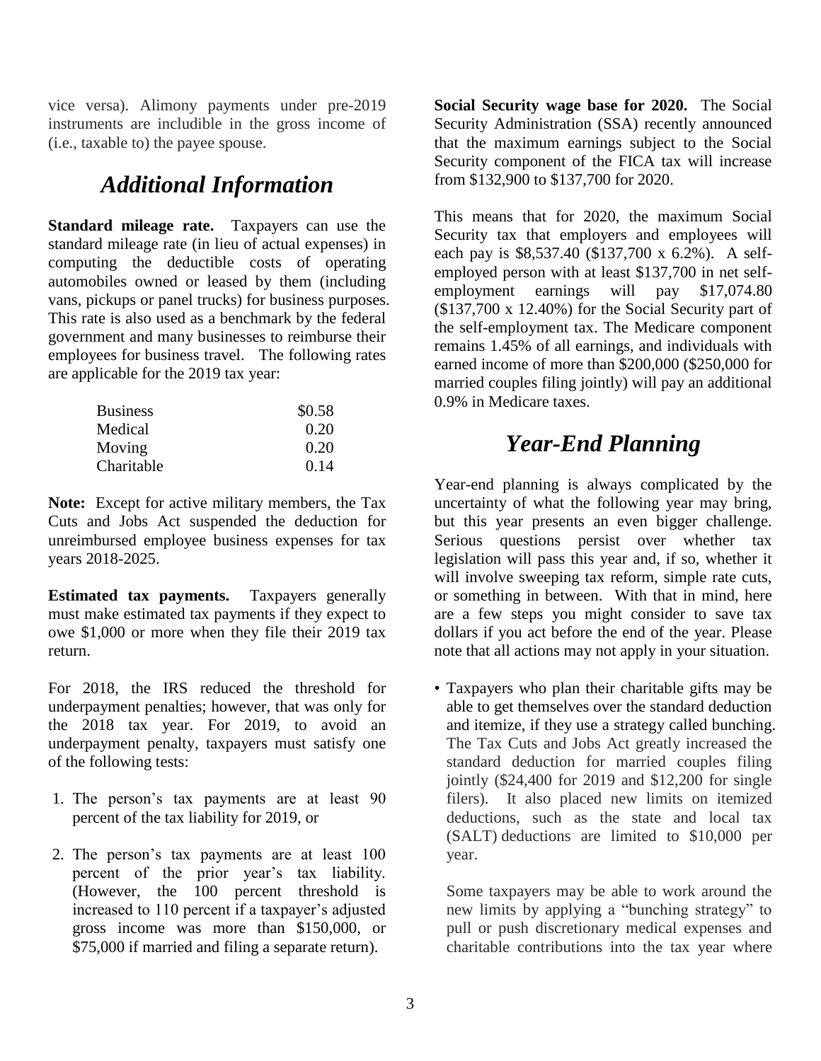vice versa). Alimony payments under pre-2019 instruments are includible in the gross income of (i.e., taxable to) the payee spouse.

## *Additional Information*

**Standard mileage rate.** Taxpayers can use the standard mileage rate (in lieu of actual expenses) in computing the deductible costs of operating automobiles owned or leased by them (including vans, pickups or panel trucks) for business purposes. This rate is also used as a benchmark by the federal government and many businesses to reimburse their employees for business travel. The following rates are applicable for the 2019 tax year:

| | |
|---|---|
| Business | $0.58 |
| Medical | 0.20 |
| Moving | 0.20 |
| Charitable | 0.14 |

**Note:** Except for active military members, the Tax Cuts and Jobs Act suspended the deduction for unreimbursed employee business expenses for tax years 2018-2025.

**Estimated tax payments.** Taxpayers generally must make estimated tax payments if they expect to owe $1,000 or more when they file their 2019 tax return.

For 2018, the IRS reduced the threshold for underpayment penalties; however, that was only for the 2018 tax year. For 2019, to avoid an underpayment penalty, taxpayers must satisfy one of the following tests:

1. The person's tax payments are at least 90 percent of the tax liability for 2019, or
2. The person's tax payments are at least 100 percent of the prior year's tax liability. (However, the 100 percent threshold is increased to 110 percent if a taxpayer's adjusted gross income was more than $150,000, or $75,000 if married and filing a separate return).

**Social Security wage base for 2020.** The Social Security Administration (SSA) recently announced that the maximum earnings subject to the Social Security component of the FICA tax will increase from $132,900 to $137,700 for 2020.

This means that for 2020, the maximum Social Security tax that employers and employees will each pay is $8,537.40 ($137,700 x 6.2%). A self-employed person with at least $137,700 in net self-employment earnings will pay $17,074.80 ($137,700 x 12.40%) for the Social Security part of the self-employment tax. The Medicare component remains 1.45% of all earnings, and individuals with earned income of more than $200,000 ($250,000 for married couples filing jointly) will pay an additional 0.9% in Medicare taxes.

## *Year-End Planning*

Year-end planning is always complicated by the uncertainty of what the following year may bring, but this year presents an even bigger challenge. Serious questions persist over whether tax legislation will pass this year and, if so, whether it will involve sweeping tax reform, simple rate cuts, or something in between. With that in mind, here are a few steps you might consider to save tax dollars if you act before the end of the year. Please note that all actions may not apply in your situation.

- Taxpayers who plan their charitable gifts may be able to get themselves over the standard deduction and itemize, if they use a strategy called bunching. The Tax Cuts and Jobs Act greatly increased the standard deduction for married couples filing jointly ($24,400 for 2019 and $12,200 for single filers). It also placed new limits on itemized deductions, such as the state and local tax (SALT) deductions are limited to $10,000 per year.

  Some taxpayers may be able to work around the new limits by applying a "bunching strategy" to pull or push discretionary medical expenses and charitable contributions into the tax year where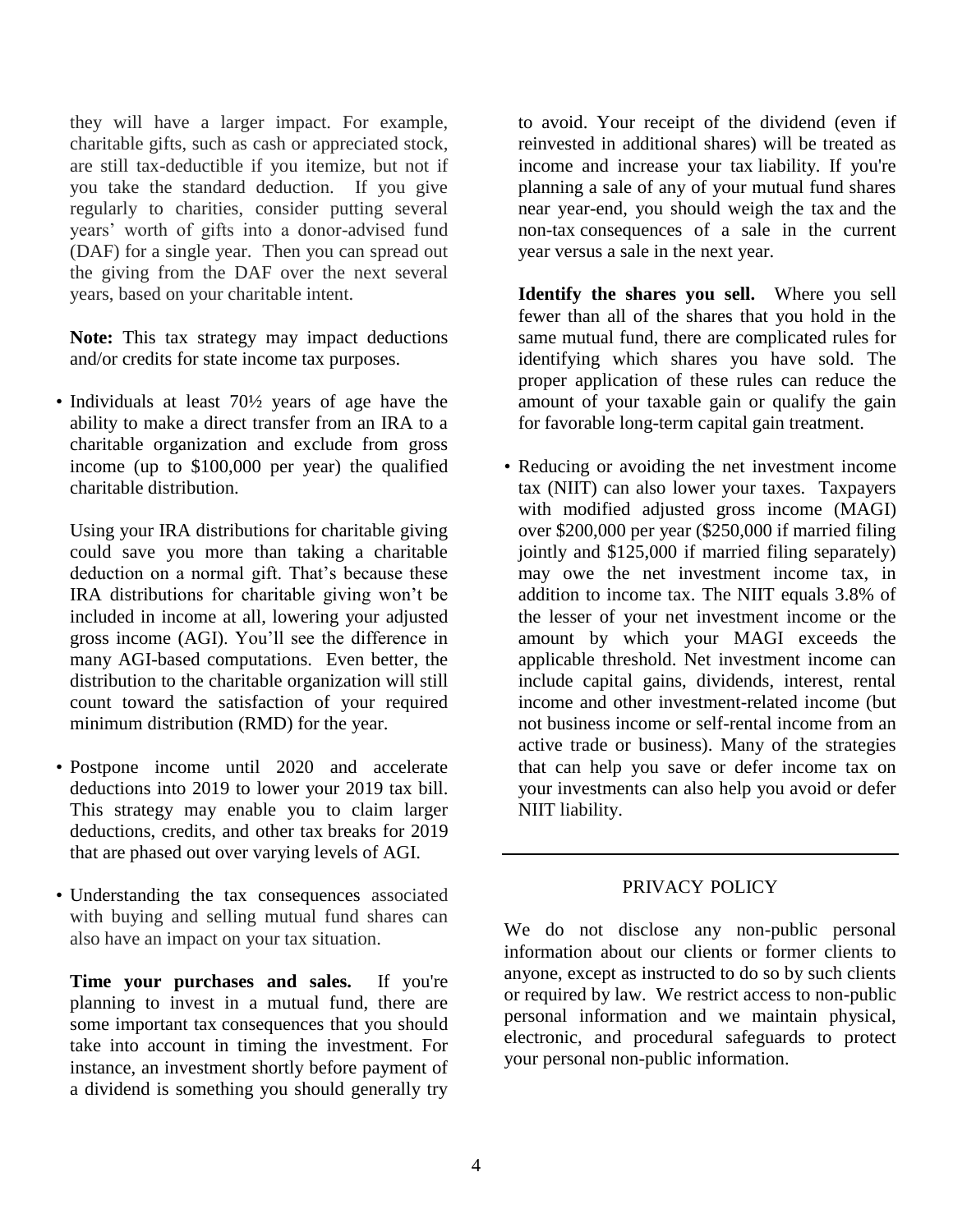they will have a larger impact. For example, charitable gifts, such as cash or appreciated stock, are still tax-deductible if you itemize, but not if you take the standard deduction. If you give regularly to charities, consider putting several years' worth of gifts into a donor-advised fund (DAF) for a single year. Then you can spread out the giving from the DAF over the next several years, based on your charitable intent.

**Note:** This tax strategy may impact deductions and/or credits for state income tax purposes.

- Individuals at least 70½ years of age have the ability to make a direct transfer from an IRA to a charitable organization and exclude from gross income (up to $100,000 per year) the qualified charitable distribution.

  Using your IRA distributions for charitable giving could save you more than taking a charitable deduction on a normal gift. That's because these IRA distributions for charitable giving won't be included in income at all, lowering your adjusted gross income (AGI). You'll see the difference in many AGI-based computations. Even better, the distribution to the charitable organization will still count toward the satisfaction of your required minimum distribution (RMD) for the year.

- Postpone income until 2020 and accelerate deductions into 2019 to lower your 2019 tax bill. This strategy may enable you to claim larger deductions, credits, and other tax breaks for 2019 that are phased out over varying levels of AGI.

- Understanding the tax consequences associated with buying and selling mutual fund shares can also have an impact on your tax situation.

  **Time your purchases and sales.** If you're planning to invest in a mutual fund, there are some important tax consequences that you should take into account in timing the investment. For instance, an investment shortly before payment of a dividend is something you should generally try to avoid. Your receipt of the dividend (even if reinvested in additional shares) will be treated as income and increase your tax liability. If you're planning a sale of any of your mutual fund shares near year-end, you should weigh the tax and the non-tax consequences of a sale in the current year versus a sale in the next year.

  **Identify the shares you sell.** Where you sell fewer than all of the shares that you hold in the same mutual fund, there are complicated rules for identifying which shares you have sold. The proper application of these rules can reduce the amount of your taxable gain or qualify the gain for favorable long-term capital gain treatment.

- Reducing or avoiding the net investment income tax (NIIT) can also lower your taxes. Taxpayers with modified adjusted gross income (MAGI) over $200,000 per year ($250,000 if married filing jointly and $125,000 if married filing separately) may owe the net investment income tax, in addition to income tax. The NIIT equals 3.8% of the lesser of your net investment income or the amount by which your MAGI exceeds the applicable threshold. Net investment income can include capital gains, dividends, interest, rental income and other investment-related income (but not business income or self-rental income from an active trade or business). Many of the strategies that can help you save or defer income tax on your investments can also help you avoid or defer NIIT liability.

---

## PRIVACY POLICY

We do not disclose any non-public personal information about our clients or former clients to anyone, except as instructed to do so by such clients or required by law. We restrict access to non-public personal information and we maintain physical, electronic, and procedural safeguards to protect your personal non-public information.